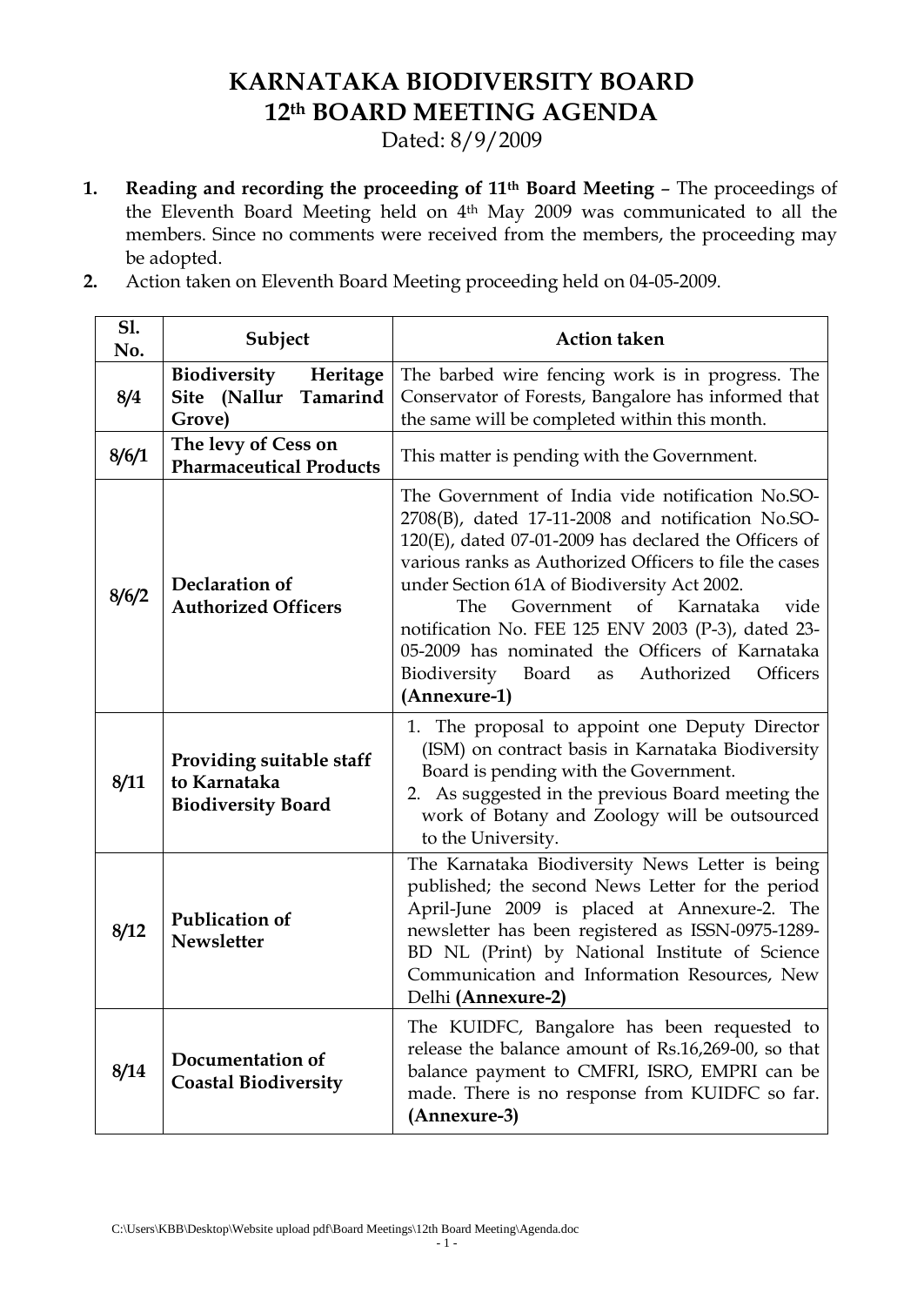# KARNATAKA BIODIVERSITY BOARD
# 12th BOARD MEETING AGENDA

Dated: 8/9/2009

1. **Reading and recording the proceeding of 11th Board Meeting** – The proceedings of the Eleventh Board Meeting held on 4th May 2009 was communicated to all the members. Since no comments were received from the members, the proceeding may be adopted.
2. Action taken on Eleventh Board Meeting proceeding held on 04-05-2009.

| Sl. No. | Subject | Action taken |
|---|---|---|
| 8/4 | **Biodiversity Heritage Site (Nallur Tamarind Grove)** | The barbed wire fencing work is in progress. The Conservator of Forests, Bangalore has informed that the same will be completed within this month. |
| 8/6/1 | **The levy of Cess on Pharmaceutical Products** | This matter is pending with the Government. |
| 8/6/2 | **Declaration of Authorized Officers** | The Government of India vide notification No.SO-2708(B), dated 17-11-2008 and notification No.SO-120(E), dated 07-01-2009 has declared the Officers of various ranks as Authorized Officers to file the cases under Section 61A of Biodiversity Act 2002. The Government of Karnataka vide notification No. FEE 125 ENV 2003 (P-3), dated 23-05-2009 has nominated the Officers of Karnataka Biodiversity Board as Authorized Officers **(Annexure-1)** |
| 8/11 | **Providing suitable staff to Karnataka Biodiversity Board** | 1. The proposal to appoint one Deputy Director (ISM) on contract basis in Karnataka Biodiversity Board is pending with the Government. 2. As suggested in the previous Board meeting the work of Botany and Zoology will be outsourced to the University. |
| 8/12 | **Publication of Newsletter** | The Karnataka Biodiversity News Letter is being published; the second News Letter for the period April-June 2009 is placed at Annexure-2. The newsletter has been registered as ISSN-0975-1289-BD NL (Print) by National Institute of Science Communication and Information Resources, New Delhi **(Annexure-2)** |
| 8/14 | **Documentation of Coastal Biodiversity** | The KUIDFC, Bangalore has been requested to release the balance amount of Rs.16,269-00, so that balance payment to CMFRI, ISRO, EMPRI can be made. There is no response from KUIDFC so far. **(Annexure-3)** |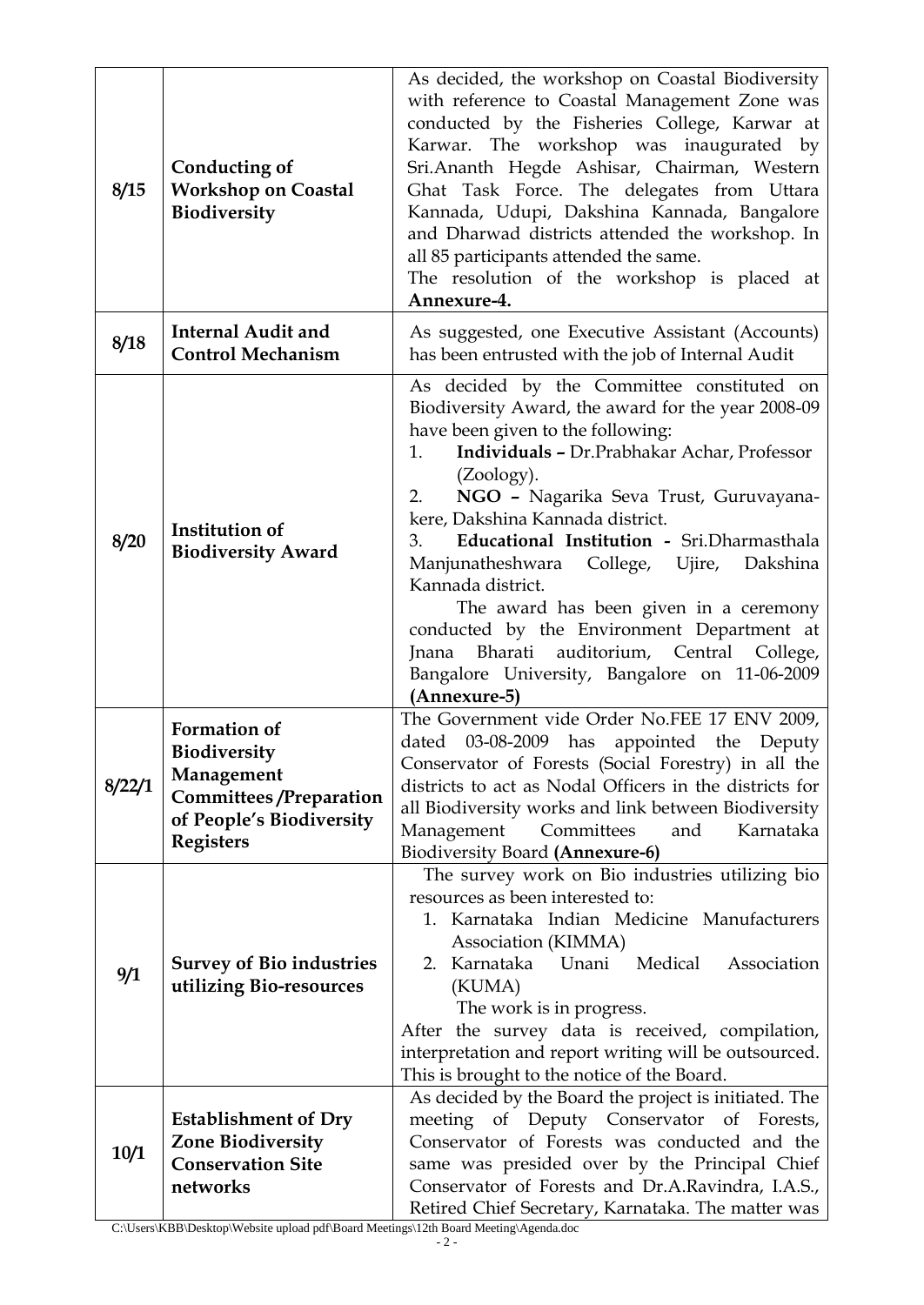| | | |
|---|---|---|
| **8/15** | **Conducting of Workshop on Coastal Biodiversity** | As decided, the workshop on Coastal Biodiversity with reference to Coastal Management Zone was conducted by the Fisheries College, Karwar at Karwar. The workshop was inaugurated by Sri.Ananth Hegde Ashisar, Chairman, Western Ghat Task Force. The delegates from Uttara Kannada, Udupi, Dakshina Kannada, Bangalore and Dharwad districts attended the workshop. In all 85 participants attended the same.<br>The resolution of the workshop is placed at **Annexure-4.** |
| **8/18** | **Internal Audit and Control Mechanism** | As suggested, one Executive Assistant (Accounts) has been entrusted with the job of Internal Audit |
| **8/20** | **Institution of Biodiversity Award** | As decided by the Committee constituted on Biodiversity Award, the award for the year 2008-09 have been given to the following:<br>1. **Individuals –** Dr.Prabhakar Achar, Professor (Zoology).<br>2. **NGO –** Nagarika Seva Trust, Guruvayanakere, Dakshina Kannada district.<br>3. **Educational Institution -** Sri.Dharmasthala Manjunatheshwara College, Ujire, Dakshina Kannada district.<br>The award has been given in a ceremony conducted by the Environment Department at Jnana Bharati auditorium, Central College, Bangalore University, Bangalore on 11-06-2009 **(Annexure-5)** |
| **8/22/1** | **Formation of Biodiversity Management Committees /Preparation of People's Biodiversity Registers** | The Government vide Order No.FEE 17 ENV 2009, dated 03-08-2009 has appointed the Deputy Conservator of Forests (Social Forestry) in all the districts to act as Nodal Officers in the districts for all Biodiversity works and link between Biodiversity Management Committees and Karnataka Biodiversity Board **(Annexure-6)** |
| **9/1** | **Survey of Bio industries utilizing Bio-resources** | The survey work on Bio industries utilizing bio resources as been interested to:<br>1. Karnataka Indian Medicine Manufacturers Association (KIMMA)<br>2. Karnataka Unani Medical Association (KUMA)<br>The work is in progress.<br>After the survey data is received, compilation, interpretation and report writing will be outsourced. This is brought to the notice of the Board. |
| **10/1** | **Establishment of Dry Zone Biodiversity Conservation Site networks** | As decided by the Board the project is initiated. The meeting of Deputy Conservator of Forests, Conservator of Forests was conducted and the same was presided over by the Principal Chief Conservator of Forests and Dr.A.Ravindra, I.A.S., Retired Chief Secretary, Karnataka. The matter was |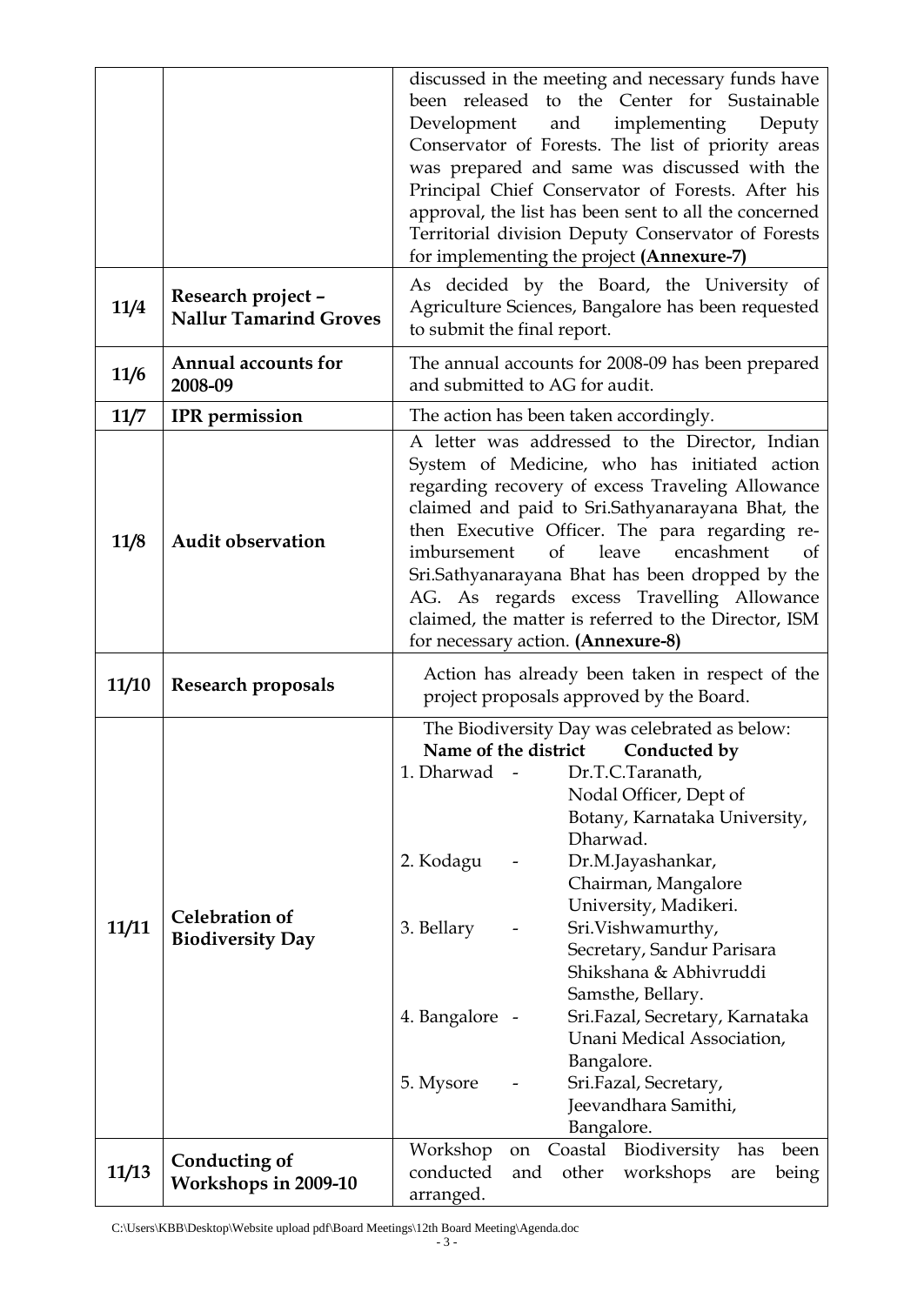| | | |
|---|---|---|
| | | discussed in the meeting and necessary funds have been released to the Center for Sustainable Development and implementing Deputy Conservator of Forests. The list of priority areas was prepared and same was discussed with the Principal Chief Conservator of Forests. After his approval, the list has been sent to all the concerned Territorial division Deputy Conservator of Forests for implementing the project **(Annexure-7)** |
| **11/4** | **Research project – Nallur Tamarind Groves** | As decided by the Board, the University of Agriculture Sciences, Bangalore has been requested to submit the final report. |
| **11/6** | **Annual accounts for 2008-09** | The annual accounts for 2008-09 has been prepared and submitted to AG for audit. |
| **11/7** | **IPR permission** | The action has been taken accordingly. |
| **11/8** | **Audit observation** | A letter was addressed to the Director, Indian System of Medicine, who has initiated action regarding recovery of excess Traveling Allowance claimed and paid to Sri.Sathyanarayana Bhat, the then Executive Officer. The para regarding re-imbursement of leave encashment of Sri.Sathyanarayana Bhat has been dropped by the AG. As regards excess Travelling Allowance claimed, the matter is referred to the Director, ISM for necessary action. **(Annexure-8)** |
| **11/10** | **Research proposals** | Action has already been taken in respect of the project proposals approved by the Board. |
| **11/11** | **Celebration of Biodiversity Day** | The Biodiversity Day was celebrated as below:<br>**Name of the district - Conducted by**<br>1. Dharwad - Dr.T.C.Taranath, Nodal Officer, Dept of Botany, Karnataka University, Dharwad.<br>2. Kodagu - Dr.M.Jayashankar, Chairman, Mangalore University, Madikeri.<br>3. Bellary - Sri.Vishwamurthy, Secretary, Sandur Parisara Shikshana & Abhivruddi Samsthe, Bellary.<br>4. Bangalore - Sri.Fazal, Secretary, Karnataka Unani Medical Association, Bangalore.<br>5. Mysore - Sri.Fazal, Secretary, Jeevandhara Samithi, Bangalore. |
| **11/13** | **Conducting of Workshops in 2009-10** | Workshop on Coastal Biodiversity has been conducted and other workshops are being arranged. |

C:\Users\KBB\Desktop\Website upload pdf\Board Meetings\12th Board Meeting\Agenda.doc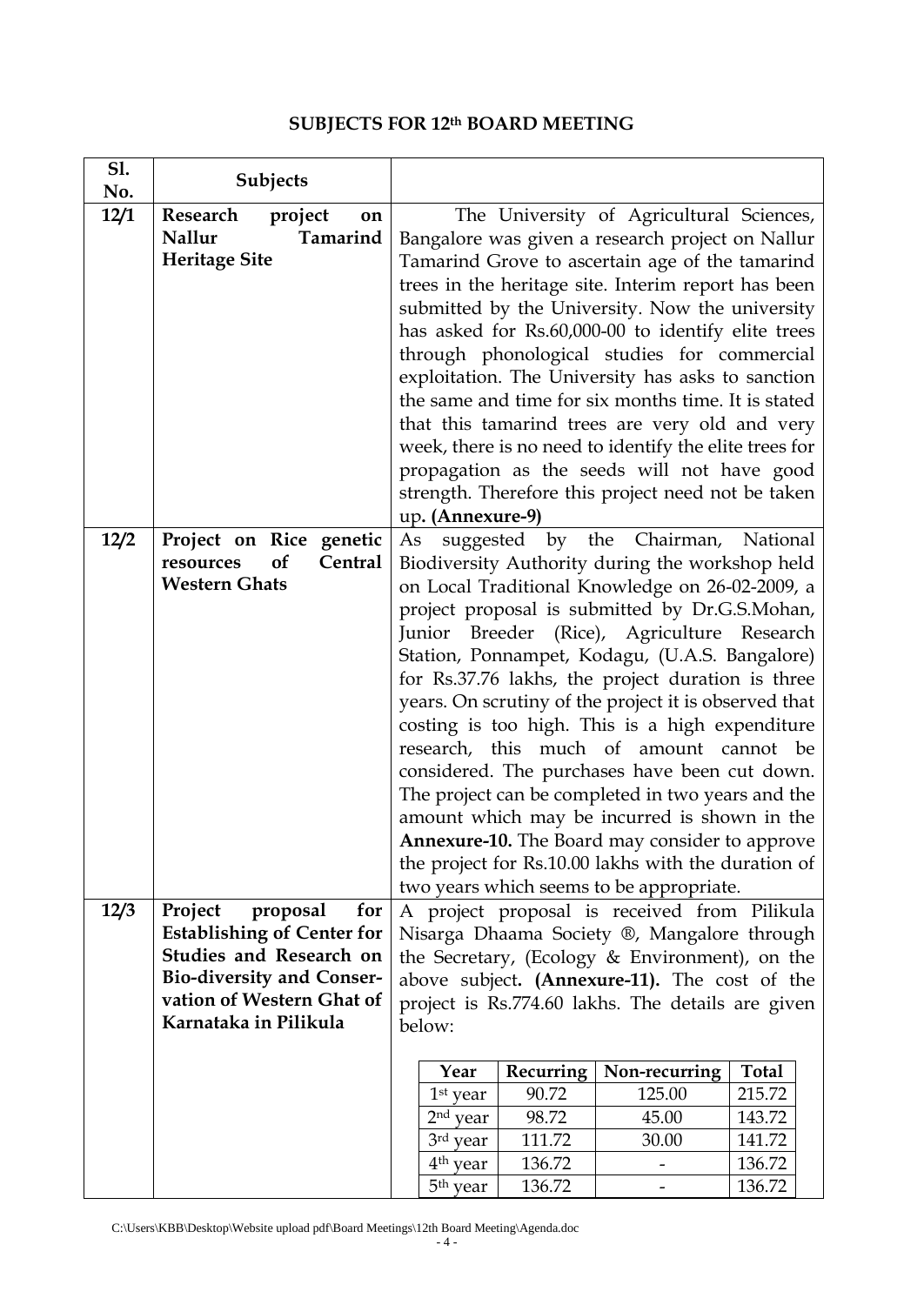## SUBJECTS FOR 12th BOARD MEETING

| Sl. No. | Subjects | |
|---|---|---|
| 12/1 | **Research project on Nallur Tamarind Heritage Site** | The University of Agricultural Sciences, Bangalore was given a research project on Nallur Tamarind Grove to ascertain age of the tamarind trees in the heritage site. Interim report has been submitted by the University. Now the university has asked for Rs.60,000-00 to identify elite trees through phonological studies for commercial exploitation. The University has asks to sanction the same and time for six months time. It is stated that this tamarind trees are very old and very week, there is no need to identify the elite trees for propagation as the seeds will not have good strength. Therefore this project need not be taken up. **(Annexure-9)** |
| 12/2 | **Project on Rice genetic resources of Central Western Ghats** | As suggested by the Chairman, National Biodiversity Authority during the workshop held on Local Traditional Knowledge on 26-02-2009, a project proposal is submitted by Dr.G.S.Mohan, Junior Breeder (Rice), Agriculture Research Station, Ponnampet, Kodagu, (U.A.S. Bangalore) for Rs.37.76 lakhs, the project duration is three years. On scrutiny of the project it is observed that costing is too high. This is a high expenditure research, this much of amount cannot be considered. The purchases have been cut down. The project can be completed in two years and the amount which may be incurred is shown in the **Annexure-10.** The Board may consider to approve the project for Rs.10.00 lakhs with the duration of two years which seems to be appropriate. |
| 12/3 | **Project proposal for Establishing of Center for Studies and Research on Bio-diversity and Conser-vation of Western Ghat of Karnataka in Pilikula** | A project proposal is received from Pilikula Nisarga Dhaama Society ®, Mangalore through the Secretary, (Ecology & Environment), on the above subject**. (Annexure-11).** The cost of the project is Rs.774.60 lakhs. The details are given below: |

| Year | Recurring | Non-recurring | Total |
|---|---|---|---|
| 1st year | 90.72 | 125.00 | 215.72 |
| 2nd year | 98.72 | 45.00 | 143.72 |
| 3rd year | 111.72 | 30.00 | 141.72 |
| 4th year | 136.72 | - | 136.72 |
| 5th year | 136.72 | - | 136.72 |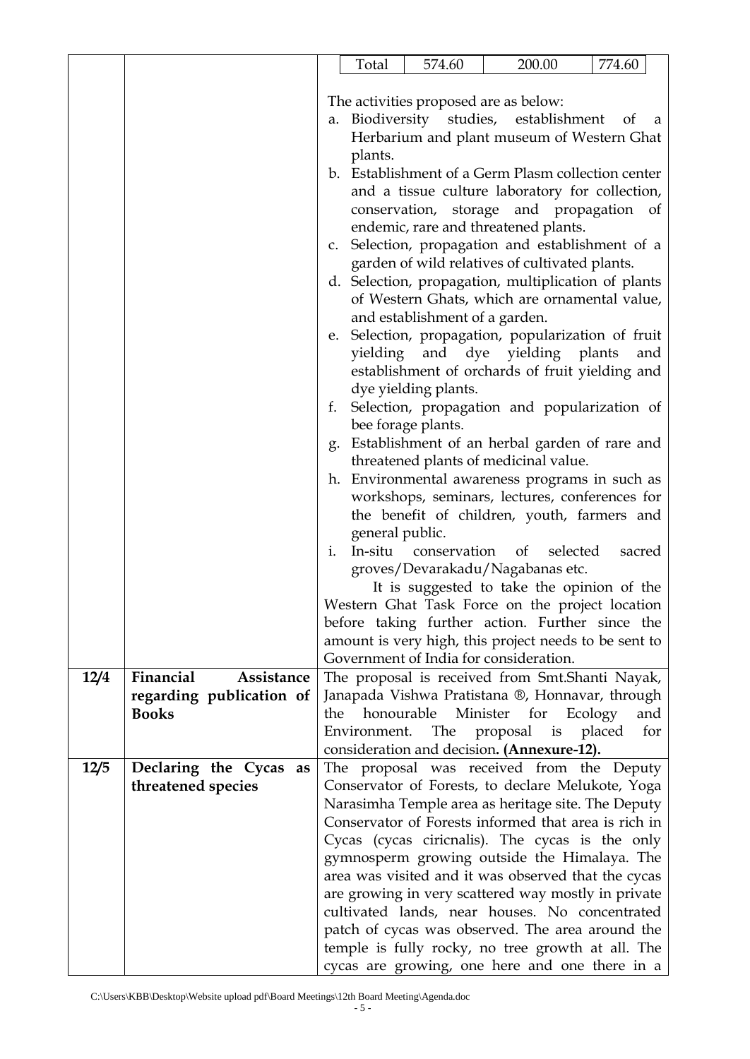| | | Total | 574.60 | 200.00 | 774.60 |
|---|---|---|---|---|---|

| | | |
|---|---|---|
| | | The activities proposed are as below:<br>a. Biodiversity studies, establishment of a Herbarium and plant museum of Western Ghat plants.<br>b. Establishment of a Germ Plasm collection center and a tissue culture laboratory for collection, conservation, storage and propagation of endemic, rare and threatened plants.<br>c. Selection, propagation and establishment of a garden of wild relatives of cultivated plants.<br>d. Selection, propagation, multiplication of plants of Western Ghats, which are ornamental value, and establishment of a garden.<br>e. Selection, propagation, popularization of fruit yielding and dye yielding plants and establishment of orchards of fruit yielding and dye yielding plants.<br>f. Selection, propagation and popularization of bee forage plants.<br>g. Establishment of an herbal garden of rare and threatened plants of medicinal value.<br>h. Environmental awareness programs in such as workshops, seminars, lectures, conferences for the benefit of children, youth, farmers and general public.<br>i. In-situ conservation of selected sacred groves/Devarakadu/Nagabanas etc.<br>It is suggested to take the opinion of the Western Ghat Task Force on the project location before taking further action. Further since the amount is very high, this project needs to be sent to Government of India for consideration. |
| **12/4** | **Financial Assistance regarding publication of Books** | The proposal is received from Smt.Shanti Nayak, Janapada Vishwa Pratistana ®, Honnavar, through the honourable Minister for Ecology and Environment. The proposal is placed for consideration and decision**. (Annexure-12).** |
| **12/5** | **Declaring the Cycas as threatened species** | The proposal was received from the Deputy Conservator of Forests, to declare Melukote, Yoga Narasimha Temple area as heritage site. The Deputy Conservator of Forests informed that area is rich in Cycas (cycas ciricnalis). The cycas is the only gymnosperm growing outside the Himalaya. The area was visited and it was observed that the cycas are growing in very scattered way mostly in private cultivated lands, near houses. No concentrated patch of cycas was observed. The area around the temple is fully rocky, no tree growth at all. The cycas are growing, one here and one there in a |

C:\Users\KBB\Desktop\Website upload pdf\Board Meetings\12th Board Meeting\Agenda.doc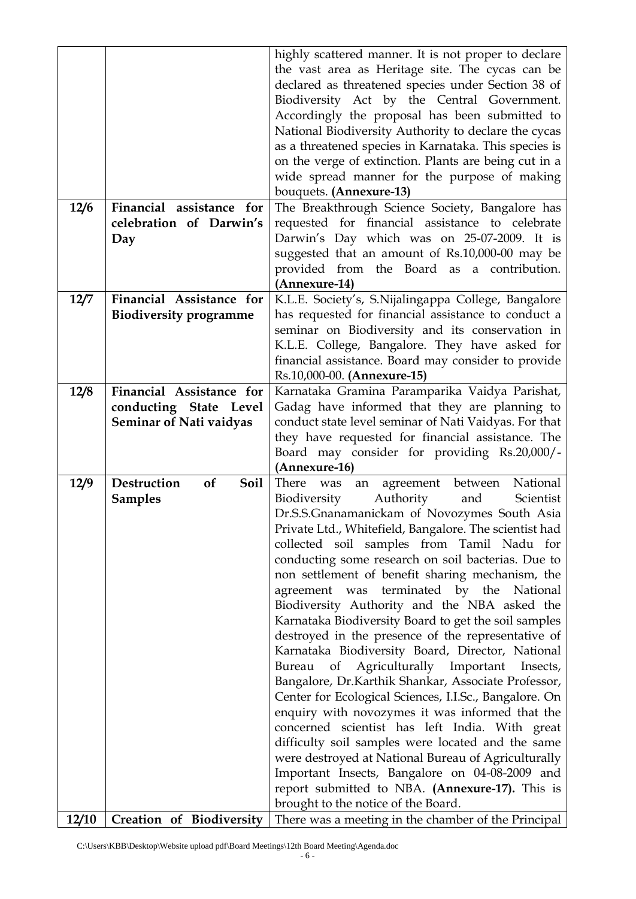| | | |
|---|---|---|
| | | highly scattered manner. It is not proper to declare the vast area as Heritage site. The cycas can be declared as threatened species under Section 38 of Biodiversity Act by the Central Government. Accordingly the proposal has been submitted to National Biodiversity Authority to declare the cycas as a threatened species in Karnataka. This species is on the verge of extinction. Plants are being cut in a wide spread manner for the purpose of making bouquets. **(Annexure-13)** |
| **12/6** | **Financial assistance for celebration of Darwin's Day** | The Breakthrough Science Society, Bangalore has requested for financial assistance to celebrate Darwin's Day which was on 25-07-2009. It is suggested that an amount of Rs.10,000-00 may be provided from the Board as a contribution. **(Annexure-14)** |
| **12/7** | **Financial Assistance for Biodiversity programme** | K.L.E. Society's, S.Nijalingappa College, Bangalore has requested for financial assistance to conduct a seminar on Biodiversity and its conservation in K.L.E. College, Bangalore. They have asked for financial assistance. Board may consider to provide Rs.10,000-00. **(Annexure-15)** |
| **12/8** | **Financial Assistance for conducting State Level Seminar of Nati vaidyas** | Karnataka Gramina Paramparika Vaidya Parishat, Gadag have informed that they are planning to conduct state level seminar of Nati Vaidyas. For that they have requested for financial assistance. The Board may consider for providing Rs.20,000/- **(Annexure-16)** |
| **12/9** | **Destruction of Soil Samples** | There was an agreement between National Biodiversity Authority and Scientist Dr.S.S.Gnanamanickam of Novozymes South Asia Private Ltd., Whitefield, Bangalore. The scientist had collected soil samples from Tamil Nadu for conducting some research on soil bacterias. Due to non settlement of benefit sharing mechanism, the agreement was terminated by the National Biodiversity Authority and the NBA asked the Karnataka Biodiversity Board to get the soil samples destroyed in the presence of the representative of Karnataka Biodiversity Board, Director, National Bureau of Agriculturally Important Insects, Bangalore, Dr.Karthik Shankar, Associate Professor, Center for Ecological Sciences, I.I.Sc., Bangalore. On enquiry with novozymes it was informed that the concerned scientist has left India. With great difficulty soil samples were located and the same were destroyed at National Bureau of Agriculturally Important Insects, Bangalore on 04-08-2009 and report submitted to NBA. **(Annexure-17).** This is brought to the notice of the Board. |
| **12/10** | **Creation of Biodiversity** | There was a meeting in the chamber of the Principal |

C:\Users\KBB\Desktop\Website upload pdf\Board Meetings\12th Board Meeting\Agenda.doc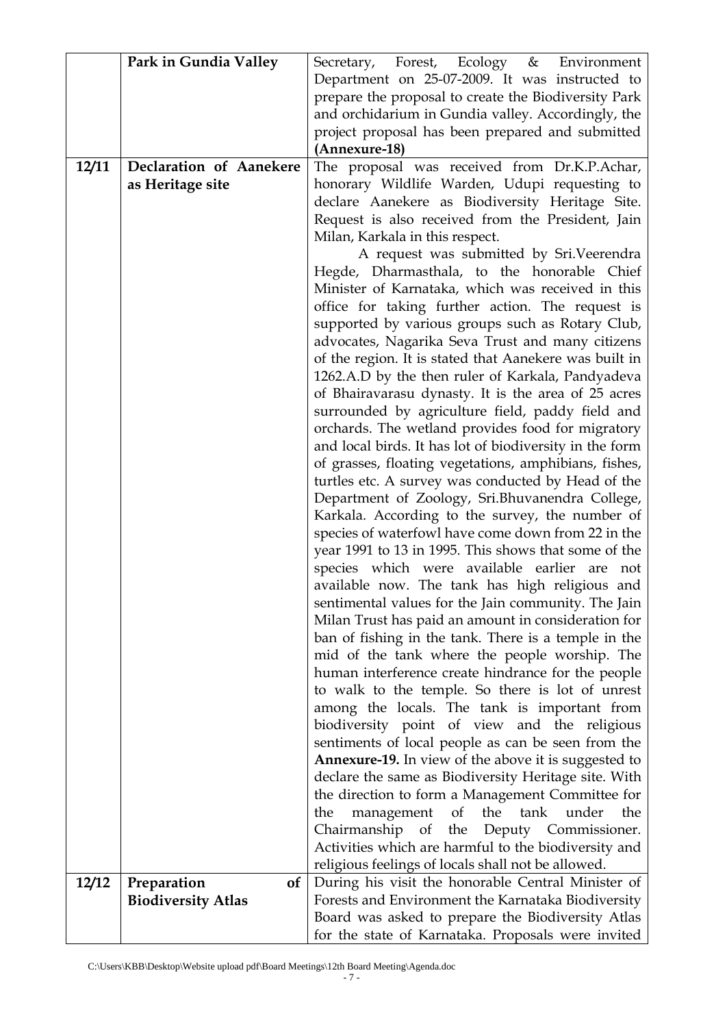| | | |
|---|---|---|
| | **Park in Gundia Valley** | Secretary, Forest, Ecology & Environment Department on 25-07-2009. It was instructed to prepare the proposal to create the Biodiversity Park and orchidarium in Gundia valley. Accordingly, the project proposal has been prepared and submitted **(Annexure-18)** |
| **12/11** | **Declaration of Aanekere as Heritage site** | The proposal was received from Dr.K.P.Achar, honorary Wildlife Warden, Udupi requesting to declare Aanekere as Biodiversity Heritage Site. Request is also received from the President, Jain Milan, Karkala in this respect.<br>A request was submitted by Sri.Veerendra Hegde, Dharmasthala, to the honorable Chief Minister of Karnataka, which was received in this office for taking further action. The request is supported by various groups such as Rotary Club, advocates, Nagarika Seva Trust and many citizens of the region. It is stated that Aanekere was built in 1262.A.D by the then ruler of Karkala, Pandyadeva of Bhairavarasu dynasty. It is the area of 25 acres surrounded by agriculture field, paddy field and orchards. The wetland provides food for migratory and local birds. It has lot of biodiversity in the form of grasses, floating vegetations, amphibians, fishes, turtles etc. A survey was conducted by Head of the Department of Zoology, Sri.Bhuvanendra College, Karkala. According to the survey, the number of species of waterfowl have come down from 22 in the year 1991 to 13 in 1995. This shows that some of the species which were available earlier are not available now. The tank has high religious and sentimental values for the Jain community. The Jain Milan Trust has paid an amount in consideration for ban of fishing in the tank. There is a temple in the mid of the tank where the people worship. The human interference create hindrance for the people to walk to the temple. So there is lot of unrest among the locals. The tank is important from biodiversity point of view and the religious sentiments of local people as can be seen from the **Annexure-19.** In view of the above it is suggested to declare the same as Biodiversity Heritage site. With the direction to form a Management Committee for the management of the tank under the Chairmanship of the Deputy Commissioner. Activities which are harmful to the biodiversity and religious feelings of locals shall not be allowed. |
| **12/12** | **Preparation of Biodiversity Atlas** | During his visit the honorable Central Minister of Forests and Environment the Karnataka Biodiversity Board was asked to prepare the Biodiversity Atlas for the state of Karnataka. Proposals were invited |

C:\Users\KBB\Desktop\Website upload pdf\Board Meetings\12th Board Meeting\Agenda.doc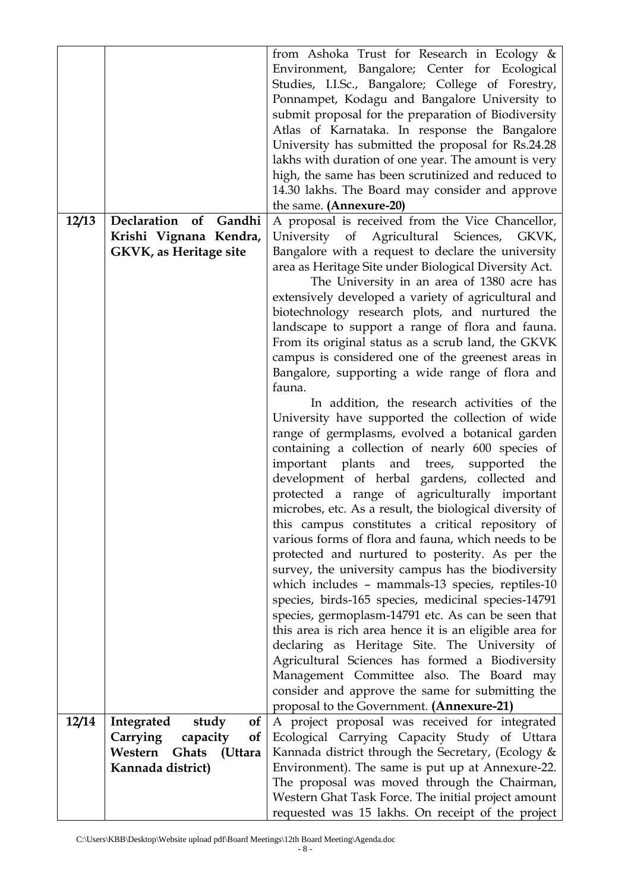| | | from Ashoka Trust for Research in Ecology & Environment, Bangalore; Center for Ecological Studies, I.I.Sc., Bangalore; College of Forestry, Ponnampet, Kodagu and Bangalore University to submit proposal for the preparation of Biodiversity Atlas of Karnataka. In response the Bangalore University has submitted the proposal for Rs.24.28 lakhs with duration of one year. The amount is very high, the same has been scrutinized and reduced to 14.30 lakhs. The Board may consider and approve the same. **(Annexure-20)** |
|---|---|---|
| **12/13** | **Declaration of Gandhi Krishi Vignana Kendra, GKVK, as Heritage site** | A proposal is received from the Vice Chancellor, University of Agricultural Sciences, GKVK, Bangalore with a request to declare the university area as Heritage Site under Biological Diversity Act.<br>The University in an area of 1380 acre has extensively developed a variety of agricultural and biotechnology research plots, and nurtured the landscape to support a range of flora and fauna. From its original status as a scrub land, the GKVK campus is considered one of the greenest areas in Bangalore, supporting a wide range of flora and fauna.<br>In addition, the research activities of the University have supported the collection of wide range of germplasms, evolved a botanical garden containing a collection of nearly 600 species of important plants and trees, supported the development of herbal gardens, collected and protected a range of agriculturally important microbes, etc. As a result, the biological diversity of this campus constitutes a critical repository of various forms of flora and fauna, which needs to be protected and nurtured to posterity. As per the survey, the university campus has the biodiversity which includes – mammals-13 species, reptiles-10 species, birds-165 species, medicinal species-14791 species, germoplasm-14791 etc. As can be seen that this area is rich area hence it is an eligible area for declaring as Heritage Site. The University of Agricultural Sciences has formed a Biodiversity Management Committee also. The Board may consider and approve the same for submitting the proposal to the Government. **(Annexure-21)** |
| **12/14** | **Integrated study of Carrying capacity of Western Ghats (Uttara Kannada district)** | A project proposal was received for integrated Ecological Carrying Capacity Study of Uttara Kannada district through the Secretary, (Ecology & Environment). The same is put up at Annexure-22. The proposal was moved through the Chairman, Western Ghat Task Force. The initial project amount requested was 15 lakhs. On receipt of the project |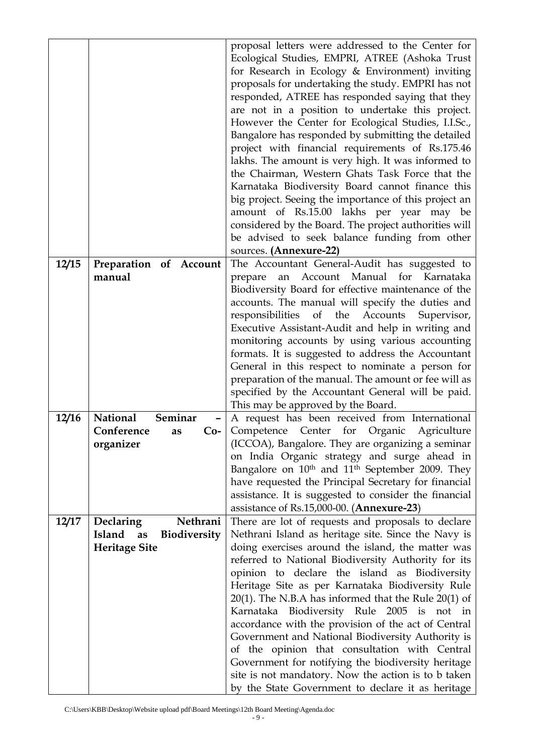| | | |
|---|---|---|
| | | proposal letters were addressed to the Center for Ecological Studies, EMPRI, ATREE (Ashoka Trust for Research in Ecology & Environment) inviting proposals for undertaking the study. EMPRI has not responded, ATREE has responded saying that they are not in a position to undertake this project. However the Center for Ecological Studies, I.I.Sc., Bangalore has responded by submitting the detailed project with financial requirements of Rs.175.46 lakhs. The amount is very high. It was informed to the Chairman, Western Ghats Task Force that the Karnataka Biodiversity Board cannot finance this big project. Seeing the importance of this project an amount of Rs.15.00 lakhs per year may be considered by the Board. The project authorities will be advised to seek balance funding from other sources. **(Annexure-22)** |
| **12/15** | **Preparation of Account manual** | The Accountant General-Audit has suggested to prepare an Account Manual for Karnataka Biodiversity Board for effective maintenance of the accounts. The manual will specify the duties and responsibilities of the Accounts Supervisor, Executive Assistant-Audit and help in writing and monitoring accounts by using various accounting formats. It is suggested to address the Accountant General in this respect to nominate a person for preparation of the manual. The amount or fee will as specified by the Accountant General will be paid. This may be approved by the Board. |
| **12/16** | **National Seminar – Conference as Co-organizer** | A request has been received from International Competence Center for Organic Agriculture (ICCOA), Bangalore. They are organizing a seminar on India Organic strategy and surge ahead in Bangalore on 10th and 11th September 2009. They have requested the Principal Secretary for financial assistance. It is suggested to consider the financial assistance of Rs.15,000-00. (**Annexure-23**) |
| **12/17** | **Declaring Nethrani Island as Biodiversity Heritage Site** | There are lot of requests and proposals to declare Nethrani Island as heritage site. Since the Navy is doing exercises around the island, the matter was referred to National Biodiversity Authority for its opinion to declare the island as Biodiversity Heritage Site as per Karnataka Biodiversity Rule 20(1). The N.B.A has informed that the Rule 20(1) of Karnataka Biodiversity Rule 2005 is not in accordance with the provision of the act of Central Government and National Biodiversity Authority is of the opinion that consultation with Central Government for notifying the biodiversity heritage site is not mandatory. Now the action is to b taken by the State Government to declare it as heritage |

C:\Users\KBB\Desktop\Website upload pdf\Board Meetings\12th Board Meeting\Agenda.doc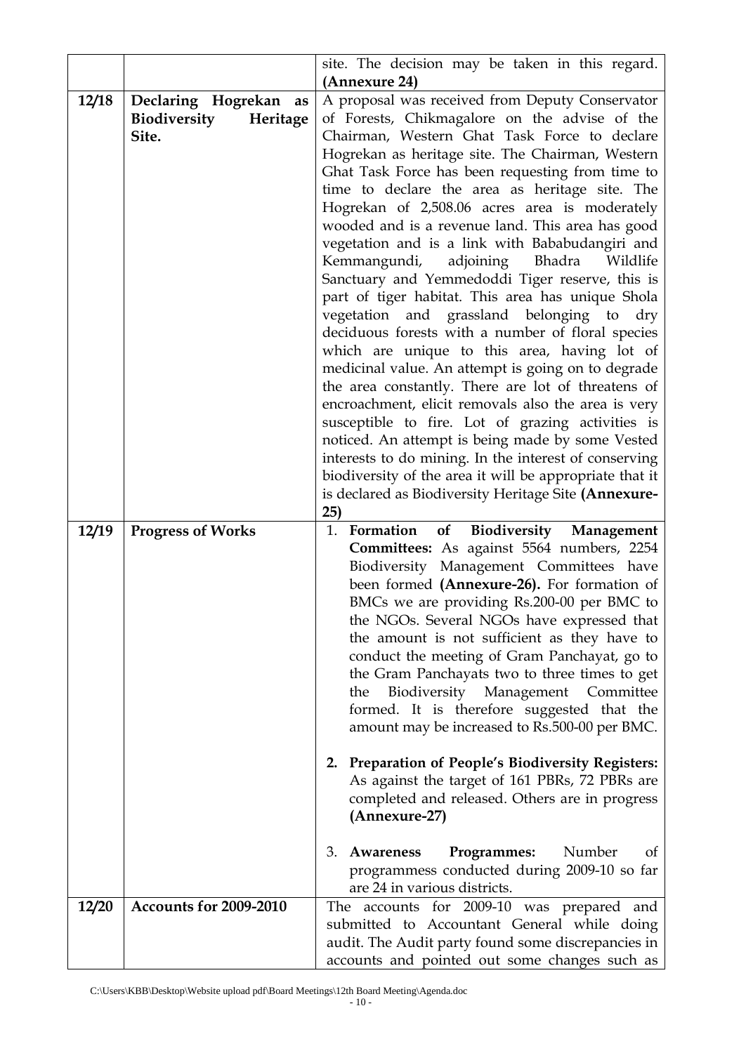| | | |
|---|---|---|
| | | site. The decision may be taken in this regard. **(Annexure 24)** |
| **12/18** | **Declaring Hogrekan as Biodiversity Heritage Site.** | A proposal was received from Deputy Conservator of Forests, Chikmagalore on the advise of the Chairman, Western Ghat Task Force to declare Hogrekan as heritage site. The Chairman, Western Ghat Task Force has been requesting from time to time to declare the area as heritage site. The Hogrekan of 2,508.06 acres area is moderately wooded and is a revenue land. This area has good vegetation and is a link with Bababudangiri and Kemmangundi, adjoining Bhadra Wildlife Sanctuary and Yemmedoddi Tiger reserve, this is part of tiger habitat. This area has unique Shola vegetation and grassland belonging to dry deciduous forests with a number of floral species which are unique to this area, having lot of medicinal value. An attempt is going on to degrade the area constantly. There are lot of threatens of encroachment, elicit removals also the area is very susceptible to fire. Lot of grazing activities is noticed. An attempt is being made by some Vested interests to do mining. In the interest of conserving biodiversity of the area it will be appropriate that it is declared as Biodiversity Heritage Site **(Annexure-25)** |
| **12/19** | **Progress of Works** | 1. **Formation of Biodiversity Management Committees:** As against 5564 numbers, 2254 Biodiversity Management Committees have been formed **(Annexure-26).** For formation of BMCs we are providing Rs.200-00 per BMC to the NGOs. Several NGOs have expressed that the amount is not sufficient as they have to conduct the meeting of Gram Panchayat, go to the Gram Panchayats two to three times to get the Biodiversity Management Committee formed. It is therefore suggested that the amount may be increased to Rs.500-00 per BMC.<br><br>2. **Preparation of People's Biodiversity Registers:** As against the target of 161 PBRs, 72 PBRs are completed and released. Others are in progress **(Annexure-27)**<br><br>3. **Awareness Programmes:** Number of programmess conducted during 2009-10 so far are 24 in various districts. |
| **12/20** | **Accounts for 2009-2010** | The accounts for 2009-10 was prepared and submitted to Accountant General while doing audit. The Audit party found some discrepancies in accounts and pointed out some changes such as |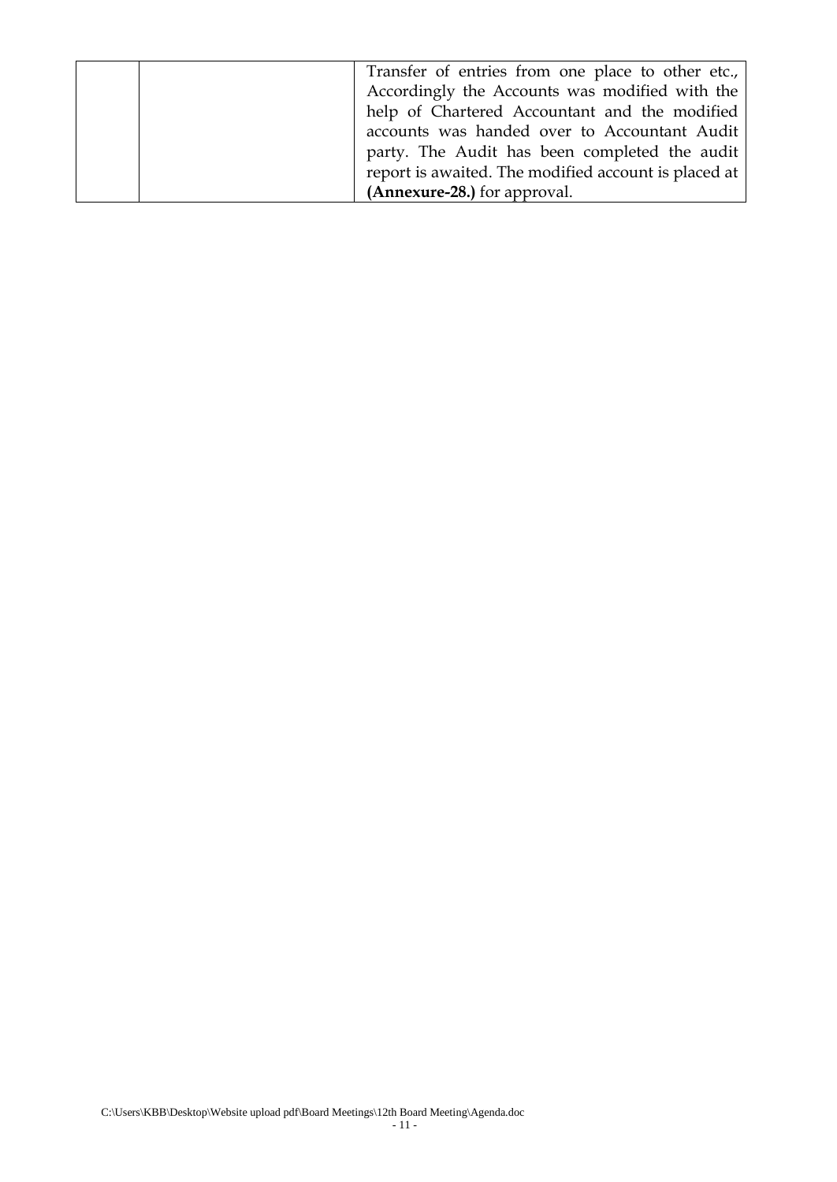|  |  | Transfer of entries from one place to other etc., Accordingly the Accounts was modified with the help of Chartered Accountant and the modified accounts was handed over to Accountant Audit party. The Audit has been completed the audit report is awaited. The modified account is placed at **(Annexure-28.)** for approval. |
|---|---|---|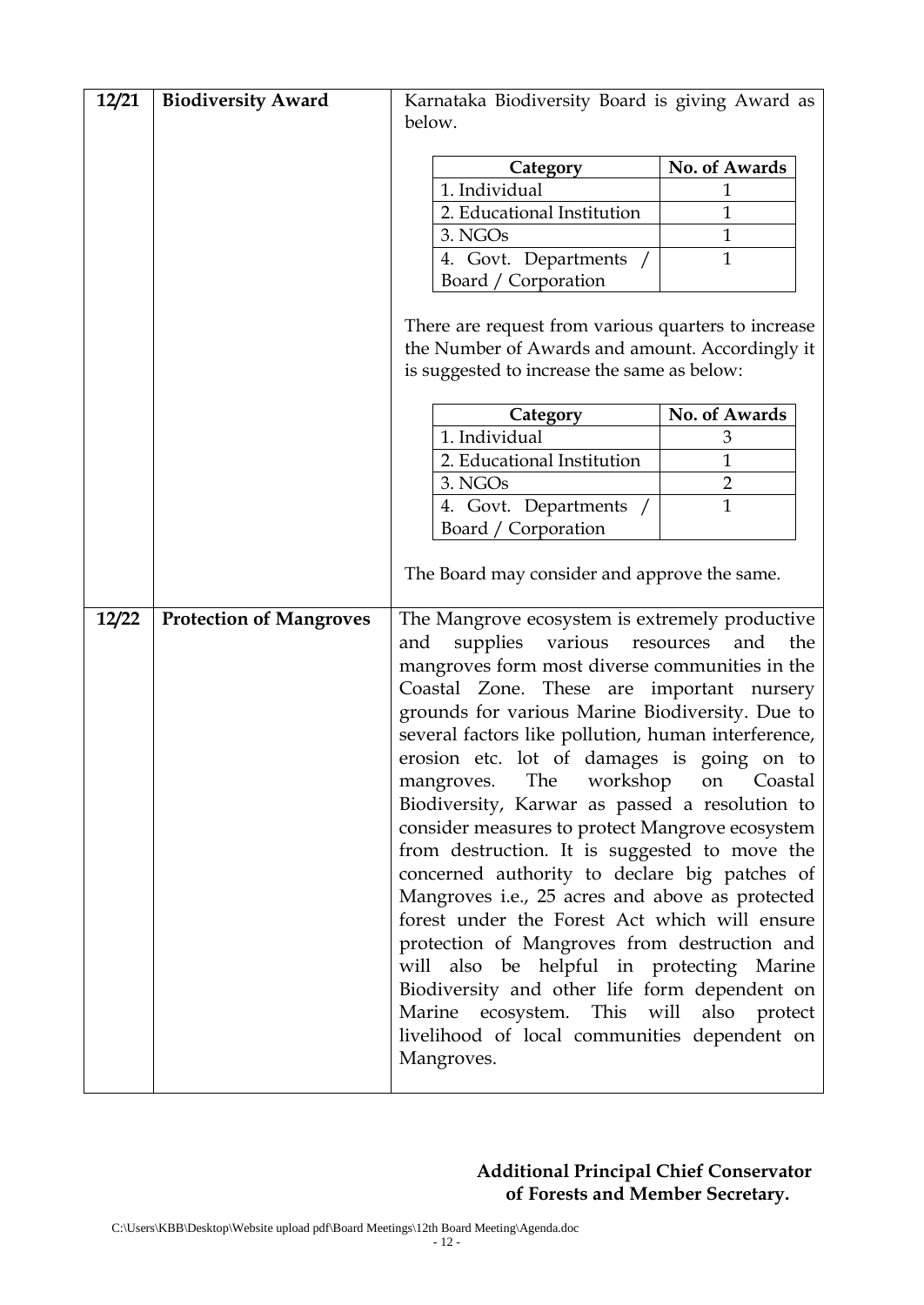| 12/21 | **Biodiversity Award** | Karnataka Biodiversity Board is giving Award as below. |
|---|---|---|

| Category | No. of Awards |
|---|---|
| 1. Individual | 1 |
| 2. Educational Institution | 1 |
| 3. NGOs | 1 |
| 4. Govt. Departments / Board / Corporation | 1 |

There are request from various quarters to increase the Number of Awards and amount. Accordingly it is suggested to increase the same as below:

| Category | No. of Awards |
|---|---|
| 1. Individual | 3 |
| 2. Educational Institution | 1 |
| 3. NGOs | 2 |
| 4. Govt. Departments / Board / Corporation | 1 |

The Board may consider and approve the same.

| 12/22 | **Protection of Mangroves** | The Mangrove ecosystem is extremely productive and supplies various resources and the mangroves form most diverse communities in the Coastal Zone. These are important nursery grounds for various Marine Biodiversity. Due to several factors like pollution, human interference, erosion etc. lot of damages is going on to mangroves. The workshop on Coastal Biodiversity, Karwar as passed a resolution to consider measures to protect Mangrove ecosystem from destruction. It is suggested to move the concerned authority to declare big patches of Mangroves i.e., 25 acres and above as protected forest under the Forest Act which will ensure protection of Mangroves from destruction and will also be helpful in protecting Marine Biodiversity and other life form dependent on Marine ecosystem. This will also protect livelihood of local communities dependent on Mangroves. |
|---|---|---|

**Additional Principal Chief Conservator of Forests and Member Secretary.**

C:\Users\KBB\Desktop\Website upload pdf\Board Meetings\12th Board Meeting\Agenda.doc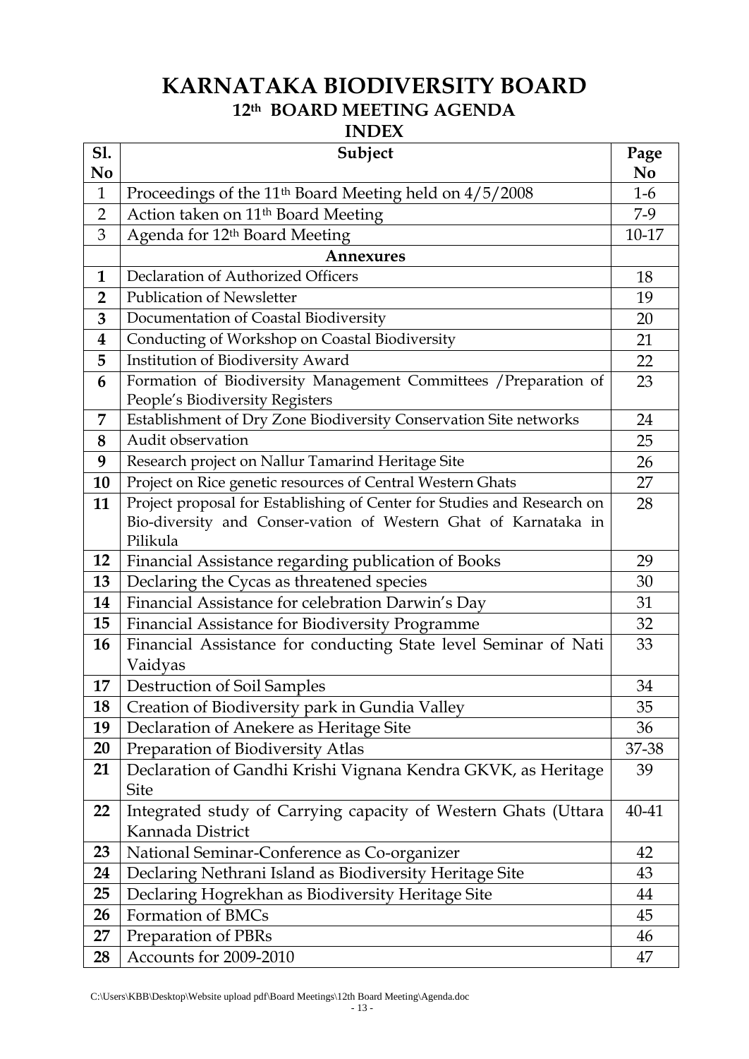# KARNATAKA BIODIVERSITY BOARD

## 12th BOARD MEETING AGENDA

### INDEX

| Sl. No | Subject | Page No |
|---|---|---|
| 1 | Proceedings of the 11th Board Meeting held on 4/5/2008 | 1-6 |
| 2 | Action taken on 11th Board Meeting | 7-9 |
| 3 | Agenda for 12th Board Meeting | 10-17 |
| | **Annexures** | |
| **1** | Declaration of Authorized Officers | 18 |
| **2** | Publication of Newsletter | 19 |
| **3** | Documentation of Coastal Biodiversity | 20 |
| **4** | Conducting of Workshop on Coastal Biodiversity | 21 |
| **5** | Institution of Biodiversity Award | 22 |
| **6** | Formation of Biodiversity Management Committees /Preparation of People's Biodiversity Registers | 23 |
| **7** | Establishment of Dry Zone Biodiversity Conservation Site networks | 24 |
| **8** | Audit observation | 25 |
| **9** | Research project on Nallur Tamarind Heritage Site | 26 |
| **10** | Project on Rice genetic resources of Central Western Ghats | 27 |
| **11** | Project proposal for Establishing of Center for Studies and Research on Bio-diversity and Conser-vation of Western Ghat of Karnataka in Pilikula | 28 |
| **12** | Financial Assistance regarding publication of Books | 29 |
| **13** | Declaring the Cycas as threatened species | 30 |
| **14** | Financial Assistance for celebration Darwin's Day | 31 |
| **15** | Financial Assistance for Biodiversity Programme | 32 |
| **16** | Financial Assistance for conducting State level Seminar of Nati Vaidyas | 33 |
| **17** | Destruction of Soil Samples | 34 |
| **18** | Creation of Biodiversity park in Gundia Valley | 35 |
| **19** | Declaration of Anekere as Heritage Site | 36 |
| **20** | Preparation of Biodiversity Atlas | 37-38 |
| **21** | Declaration of Gandhi Krishi Vignana Kendra GKVK, as Heritage Site | 39 |
| **22** | Integrated study of Carrying capacity of Western Ghats (Uttara Kannada District | 40-41 |
| **23** | National Seminar-Conference as Co-organizer | 42 |
| **24** | Declaring Nethrani Island as Biodiversity Heritage Site | 43 |
| **25** | Declaring Hogrekhan as Biodiversity Heritage Site | 44 |
| **26** | Formation of BMCs | 45 |
| **27** | Preparation of PBRs | 46 |
| **28** | Accounts for 2009-2010 | 47 |

C:\Users\KBB\Desktop\Website upload pdf\Board Meetings\12th Board Meeting\Agenda.doc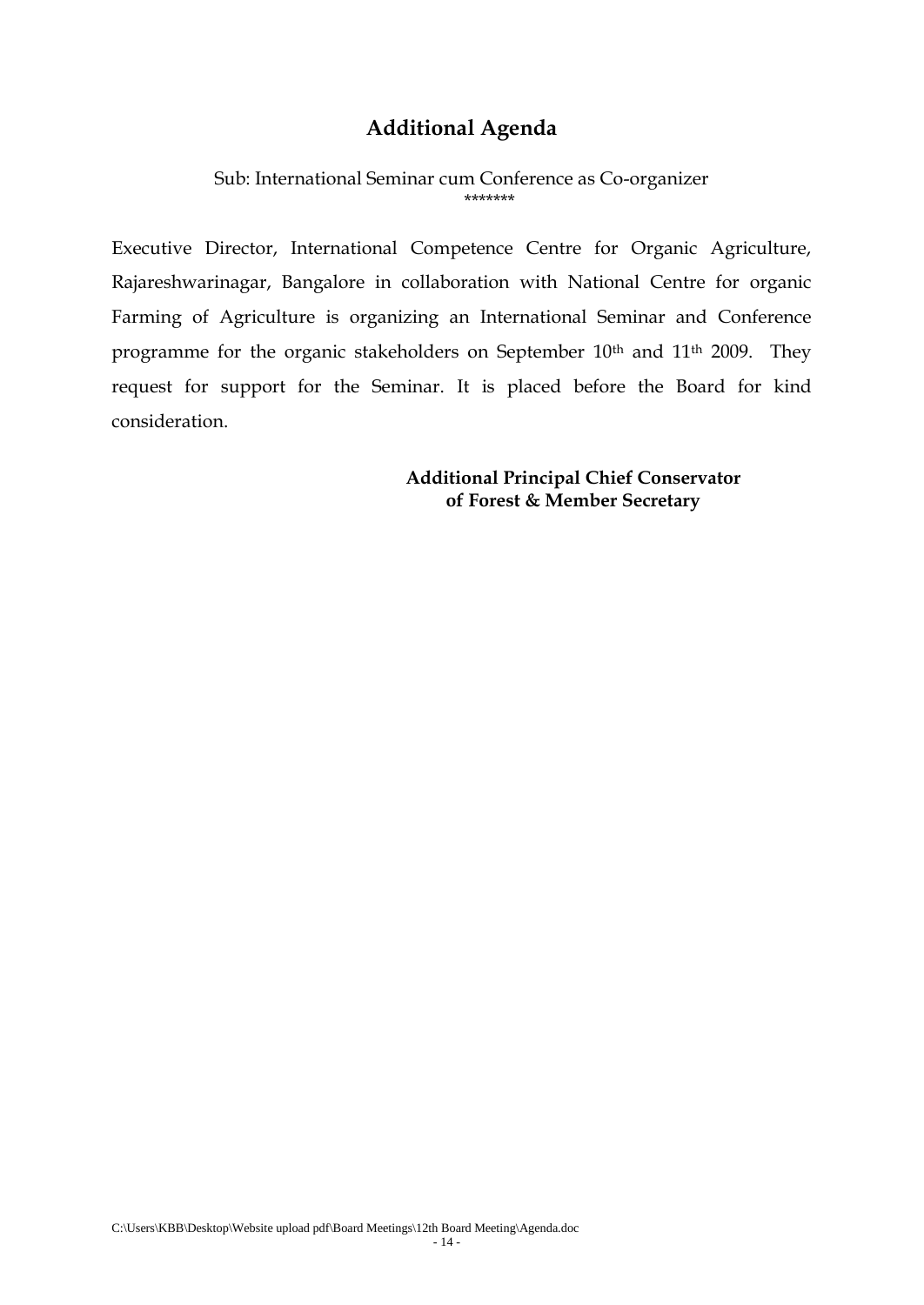# Additional Agenda

Sub: International Seminar cum Conference as Co-organizer

*******

Executive Director, International Competence Centre for Organic Agriculture, Rajareshwarinagar, Bangalore in collaboration with National Centre for organic Farming of Agriculture is organizing an International Seminar and Conference programme for the organic stakeholders on September 10th and 11th 2009. They request for support for the Seminar. It is placed before the Board for kind consideration.

**Additional Principal Chief Conservator of Forest & Member Secretary**

C:\Users\KBB\Desktop\Website upload pdf\Board Meetings\12th Board Meeting\Agenda.doc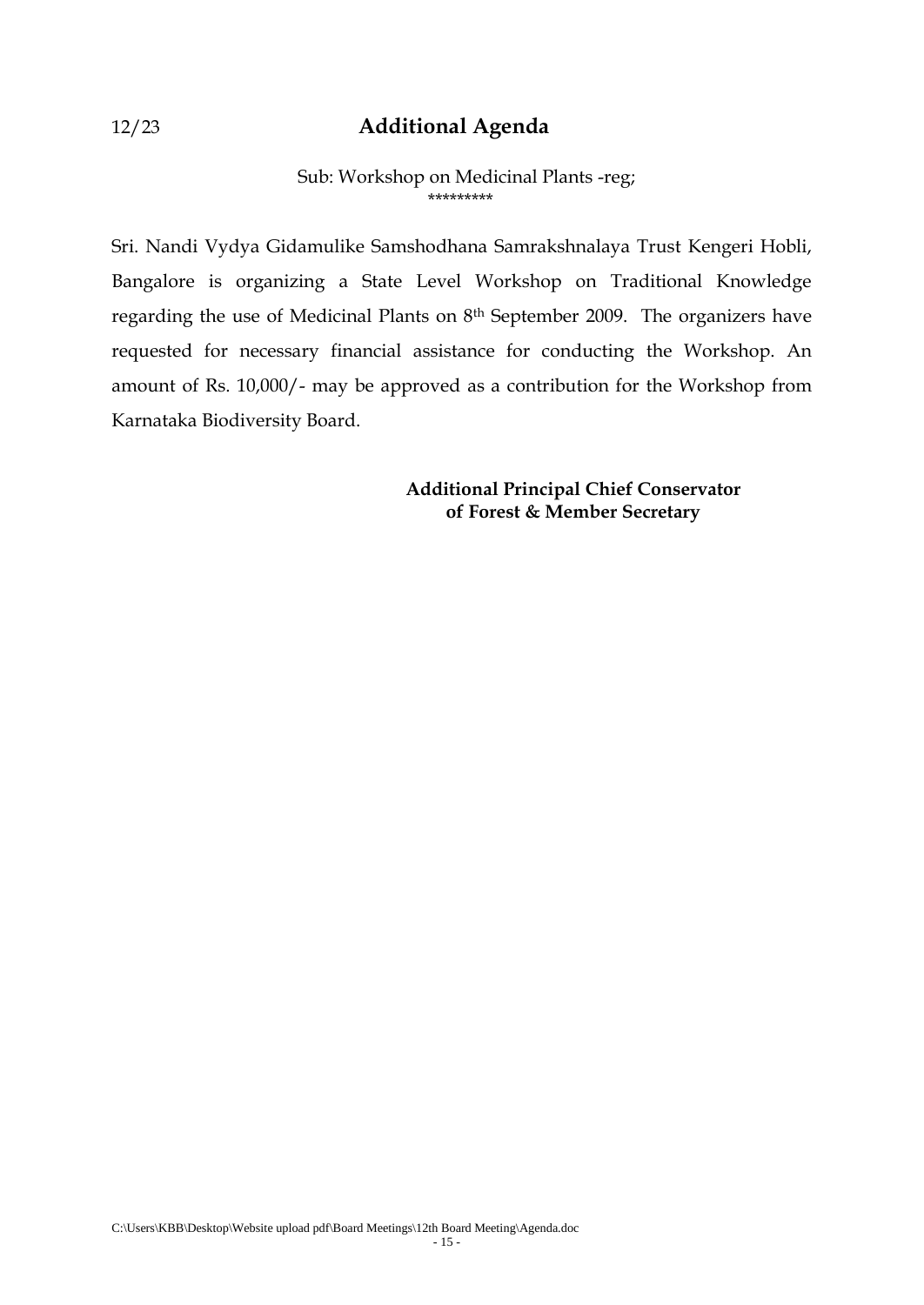12/23 **Additional Agenda**

Sub: Workshop on Medicinal Plants -reg;

*********

Sri. Nandi Vydya Gidamulike Samshodhana Samrakshnalaya Trust Kengeri Hobli, Bangalore is organizing a State Level Workshop on Traditional Knowledge regarding the use of Medicinal Plants on 8th September 2009. The organizers have requested for necessary financial assistance for conducting the Workshop. An amount of Rs. 10,000/- may be approved as a contribution for the Workshop from Karnataka Biodiversity Board.

**Additional Principal Chief Conservator of Forest & Member Secretary**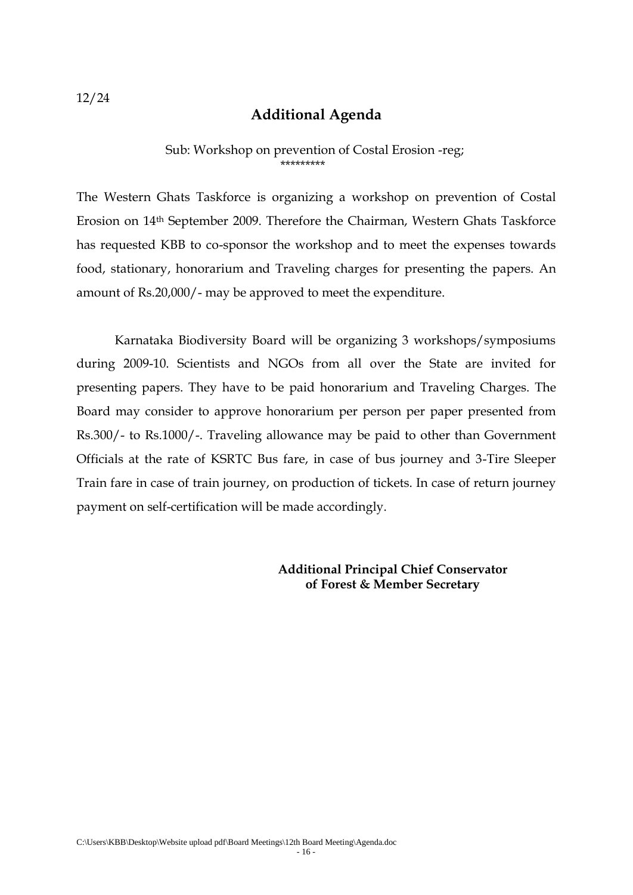12/24

## Additional Agenda

Sub: Workshop on prevention of Costal Erosion -reg;

*********

The Western Ghats Taskforce is organizing a workshop on prevention of Costal Erosion on 14th September 2009. Therefore the Chairman, Western Ghats Taskforce has requested KBB to co-sponsor the workshop and to meet the expenses towards food, stationary, honorarium and Traveling charges for presenting the papers. An amount of Rs.20,000/- may be approved to meet the expenditure.

Karnataka Biodiversity Board will be organizing 3 workshops/symposiums during 2009-10. Scientists and NGOs from all over the State are invited for presenting papers. They have to be paid honorarium and Traveling Charges. The Board may consider to approve honorarium per person per paper presented from Rs.300/- to Rs.1000/-. Traveling allowance may be paid to other than Government Officials at the rate of KSRTC Bus fare, in case of bus journey and 3-Tire Sleeper Train fare in case of train journey, on production of tickets. In case of return journey payment on self-certification will be made accordingly.

**Additional Principal Chief Conservator of Forest & Member Secretary**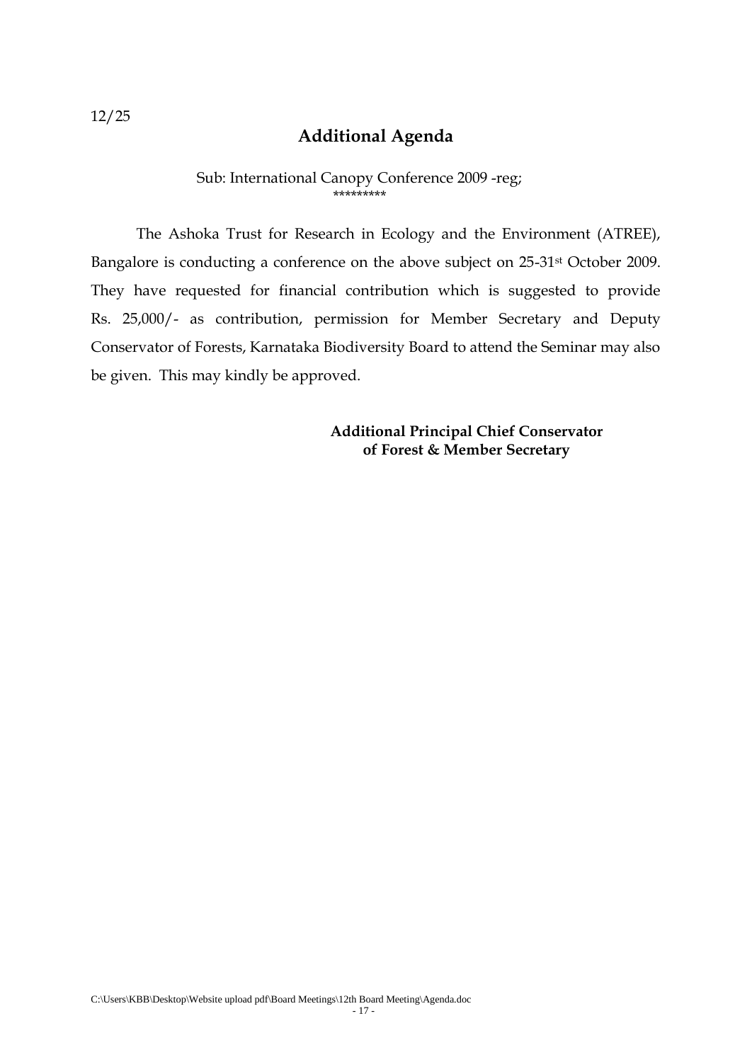12/25

## Additional Agenda

Sub: International Canopy Conference 2009 -reg;

*********

The Ashoka Trust for Research in Ecology and the Environment (ATREE), Bangalore is conducting a conference on the above subject on 25-31st October 2009. They have requested for financial contribution which is suggested to provide Rs. 25,000/- as contribution, permission for Member Secretary and Deputy Conservator of Forests, Karnataka Biodiversity Board to attend the Seminar may also be given. This may kindly be approved.

**Additional Principal Chief Conservator of Forest & Member Secretary**

C:\Users\KBB\Desktop\Website upload pdf\Board Meetings\12th Board Meeting\Agenda.doc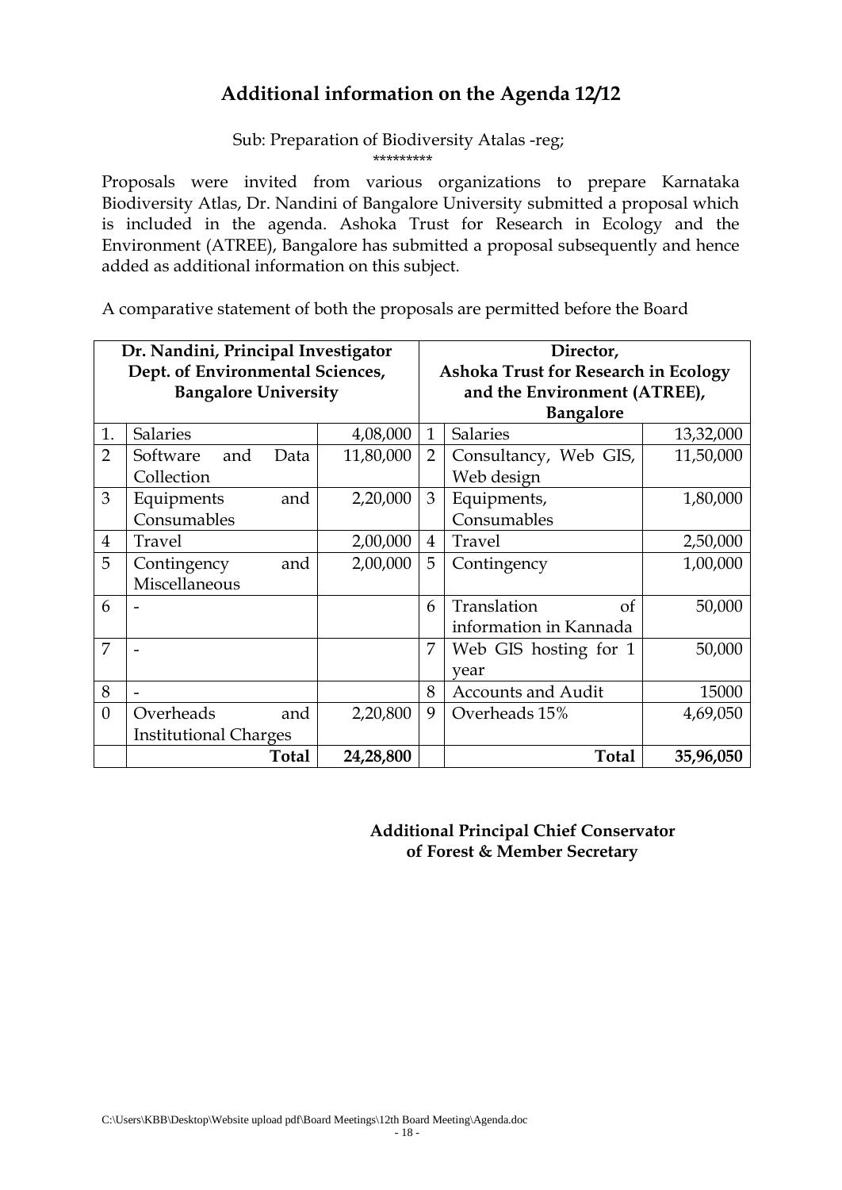## Additional information on the Agenda 12/12

Sub: Preparation of Biodiversity Atalas -reg;

\*\*\*\*\*\*\*\*\*

Proposals were invited from various organizations to prepare Karnataka Biodiversity Atlas, Dr. Nandini of Bangalore University submitted a proposal which is included in the agenda. Ashoka Trust for Research in Ecology and the Environment (ATREE), Bangalore has submitted a proposal subsequently and hence added as additional information on this subject.

A comparative statement of both the proposals are permitted before the Board

| Dr. Nandini, Principal Investigator Dept. of Environmental Sciences, Bangalore University | | | Director, Ashoka Trust for Research in Ecology and the Environment (ATREE), Bangalore | | |
|---|---|---|---|---|---|
| 1. | Salaries | 4,08,000 | 1 | Salaries | 13,32,000 |
| 2 | Software and Data Collection | 11,80,000 | 2 | Consultancy, Web GIS, Web design | 11,50,000 |
| 3 | Equipments and Consumables | 2,20,000 | 3 | Equipments, Consumables | 1,80,000 |
| 4 | Travel | 2,00,000 | 4 | Travel | 2,50,000 |
| 5 | Contingency and Miscellaneous | 2,00,000 | 5 | Contingency | 1,00,000 |
| 6 | - | | 6 | Translation of information in Kannada | 50,000 |
| 7 | - | | 7 | Web GIS hosting for 1 year | 50,000 |
| 8 | - | | 8 | Accounts and Audit | 15000 |
| 0 | Overheads and Institutional Charges | 2,20,800 | 9 | Overheads 15% | 4,69,050 |
| | **Total** | **24,28,800** | | **Total** | **35,96,050** |

**Additional Principal Chief Conservator of Forest & Member Secretary**

C:\Users\KBB\Desktop\Website upload pdf\Board Meetings\12th Board Meeting\Agenda.doc